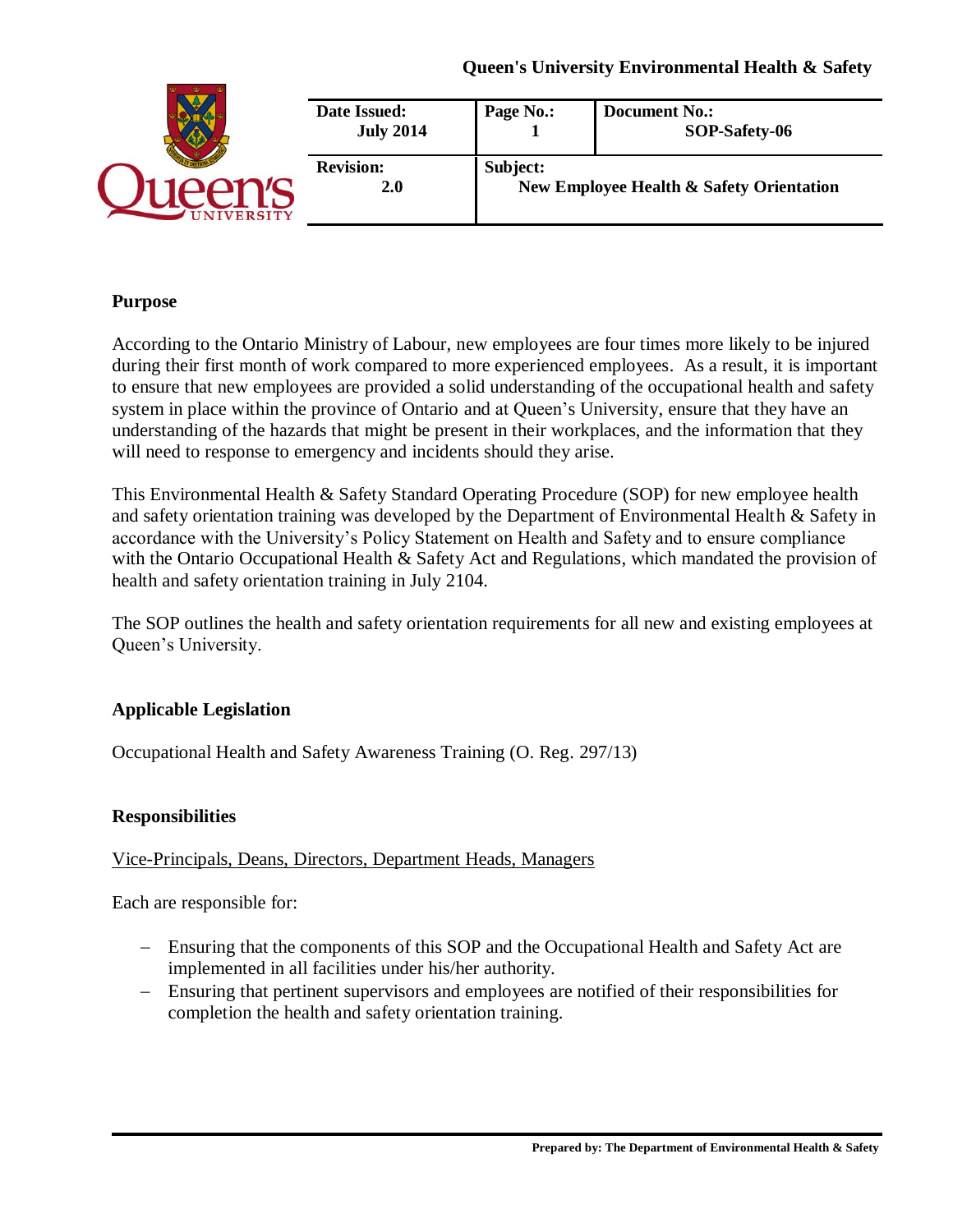Queen's University Environmental Health & Safety

| Date Issued: July 2014 | Page No.: 1 | Document No.: SOP-Safety-06 |
|---|---|---|
| **Revision:** 2.0 | **Subject:** New Employee Health & Safety Orientation | |

## Purpose

According to the Ontario Ministry of Labour, new employees are four times more likely to be injured during their first month of work compared to more experienced employees. As a result, it is important to ensure that new employees are provided a solid understanding of the occupational health and safety system in place within the province of Ontario and at Queen's University, ensure that they have an understanding of the hazards that might be present in their workplaces, and the information that they will need to response to emergency and incidents should they arise.

This Environmental Health & Safety Standard Operating Procedure (SOP) for new employee health and safety orientation training was developed by the Department of Environmental Health & Safety in accordance with the University's Policy Statement on Health and Safety and to ensure compliance with the Ontario Occupational Health & Safety Act and Regulations, which mandated the provision of health and safety orientation training in July 2104.

The SOP outlines the health and safety orientation requirements for all new and existing employees at Queen's University.

## Applicable Legislation

Occupational Health and Safety Awareness Training (O. Reg. 297/13)

## Responsibilities

<u>Vice-Principals, Deans, Directors, Department Heads, Managers</u>

Each are responsible for:

- Ensuring that the components of this SOP and the Occupational Health and Safety Act are implemented in all facilities under his/her authority.
- Ensuring that pertinent supervisors and employees are notified of their responsibilities for completion the health and safety orientation training.

Prepared by: The Department of Environmental Health & Safety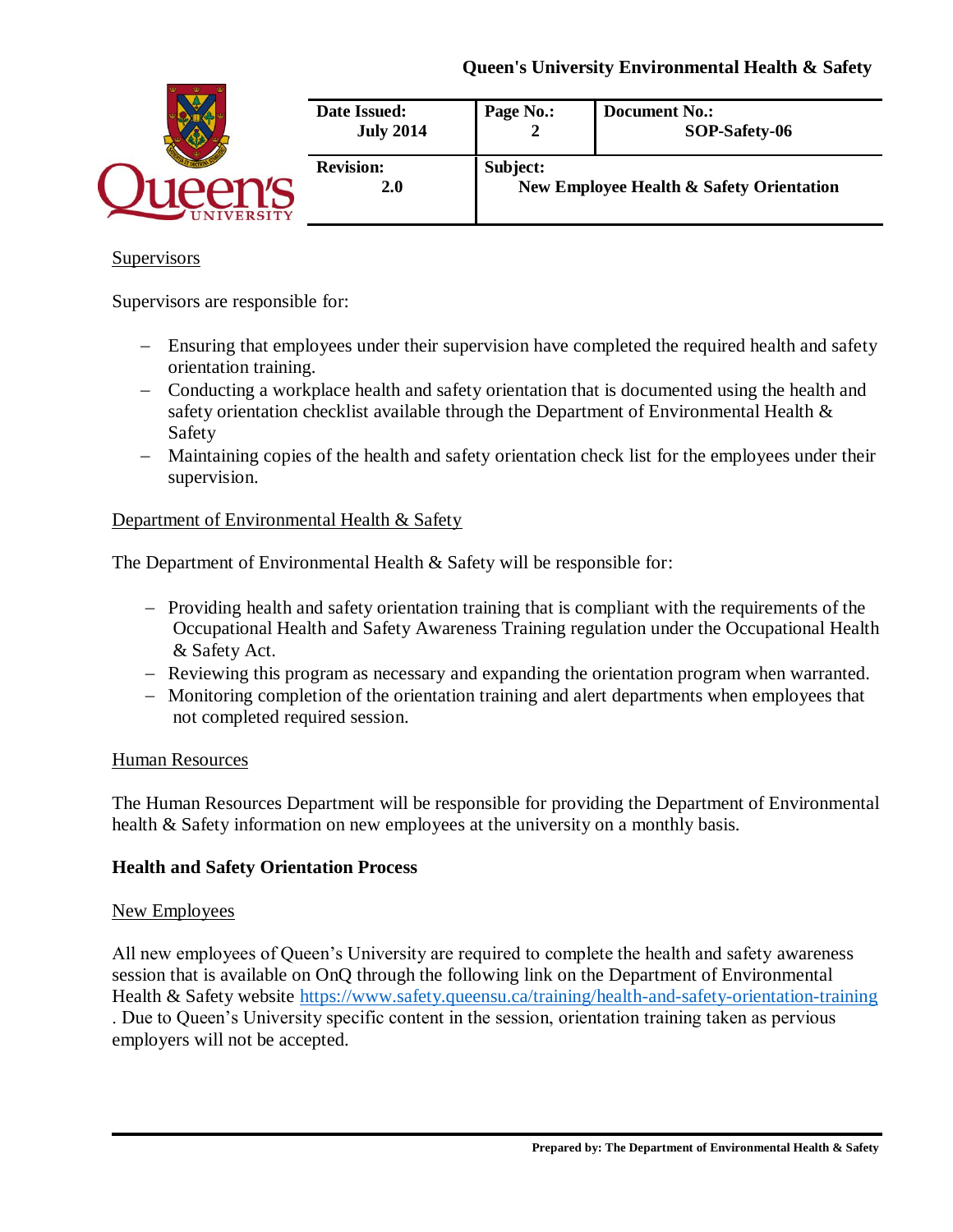Supervisors

Supervisors are responsible for:

- Ensuring that employees under their supervision have completed the required health and safety orientation training.
- Conducting a workplace health and safety orientation that is documented using the health and safety orientation checklist available through the Department of Environmental Health & Safety
- Maintaining copies of the health and safety orientation check list for the employees under their supervision.

Department of Environmental Health & Safety

The Department of Environmental Health & Safety will be responsible for:

- Providing health and safety orientation training that is compliant with the requirements of the Occupational Health and Safety Awareness Training regulation under the Occupational Health & Safety Act.
- Reviewing this program as necessary and expanding the orientation program when warranted.
- Monitoring completion of the orientation training and alert departments when employees that not completed required session.

Human Resources

The Human Resources Department will be responsible for providing the Department of Environmental health & Safety information on new employees at the university on a monthly basis.

**Health and Safety Orientation Process**

New Employees

All new employees of Queen's University are required to complete the health and safety awareness session that is available on OnQ through the following link on the Department of Environmental Health & Safety website https://www.safety.queensu.ca/training/health-and-safety-orientation-training . Due to Queen's University specific content in the session, orientation training taken as pervious employers will not be accepted.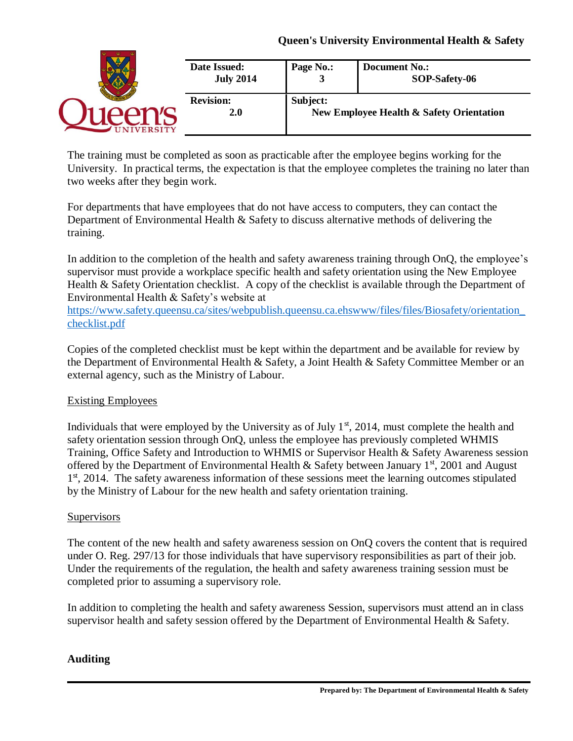The training must be completed as soon as practicable after the employee begins working for the University. In practical terms, the expectation is that the employee completes the training no later than two weeks after they begin work.

For departments that have employees that do not have access to computers, they can contact the Department of Environmental Health & Safety to discuss alternative methods of delivering the training.

In addition to the completion of the health and safety awareness training through OnQ, the employee's supervisor must provide a workplace specific health and safety orientation using the New Employee Health & Safety Orientation checklist. A copy of the checklist is available through the Department of Environmental Health & Safety's website at https://www.safety.queensu.ca/sites/webpublish.queensu.ca.ehswww/files/files/Biosafety/orientation_checklist.pdf

Copies of the completed checklist must be kept within the department and be available for review by the Department of Environmental Health & Safety, a Joint Health & Safety Committee Member or an external agency, such as the Ministry of Labour.

Existing Employees

Individuals that were employed by the University as of July 1st, 2014, must complete the health and safety orientation session through OnQ, unless the employee has previously completed WHMIS Training, Office Safety and Introduction to WHMIS or Supervisor Health & Safety Awareness session offered by the Department of Environmental Health & Safety between January 1st, 2001 and August 1st, 2014. The safety awareness information of these sessions meet the learning outcomes stipulated by the Ministry of Labour for the new health and safety orientation training.

Supervisors

The content of the new health and safety awareness session on OnQ covers the content that is required under O. Reg. 297/13 for those individuals that have supervisory responsibilities as part of their job. Under the requirements of the regulation, the health and safety awareness training session must be completed prior to assuming a supervisory role.

In addition to completing the health and safety awareness Session, supervisors must attend an in class supervisor health and safety session offered by the Department of Environmental Health & Safety.

**Auditing**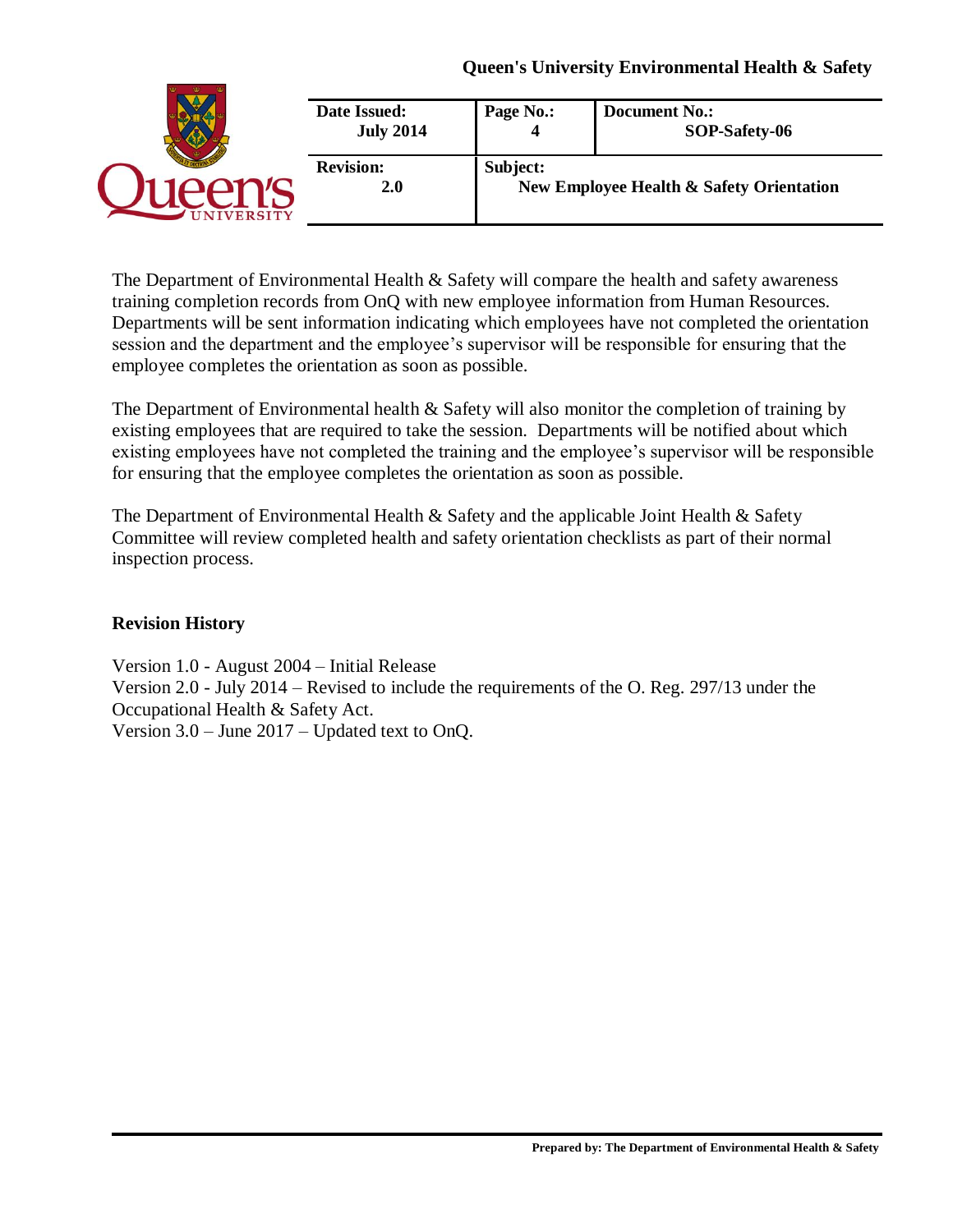The Department of Environmental Health & Safety will compare the health and safety awareness training completion records from OnQ with new employee information from Human Resources. Departments will be sent information indicating which employees have not completed the orientation session and the department and the employee's supervisor will be responsible for ensuring that the employee completes the orientation as soon as possible.

The Department of Environmental health & Safety will also monitor the completion of training by existing employees that are required to take the session. Departments will be notified about which existing employees have not completed the training and the employee's supervisor will be responsible for ensuring that the employee completes the orientation as soon as possible.

The Department of Environmental Health & Safety and the applicable Joint Health & Safety Committee will review completed health and safety orientation checklists as part of their normal inspection process.

## Revision History

Version 1.0 - August 2004 – Initial Release
Version 2.0 - July 2014 – Revised to include the requirements of the O. Reg. 297/13 under the Occupational Health & Safety Act.
Version 3.0 – June 2017 – Updated text to OnQ.